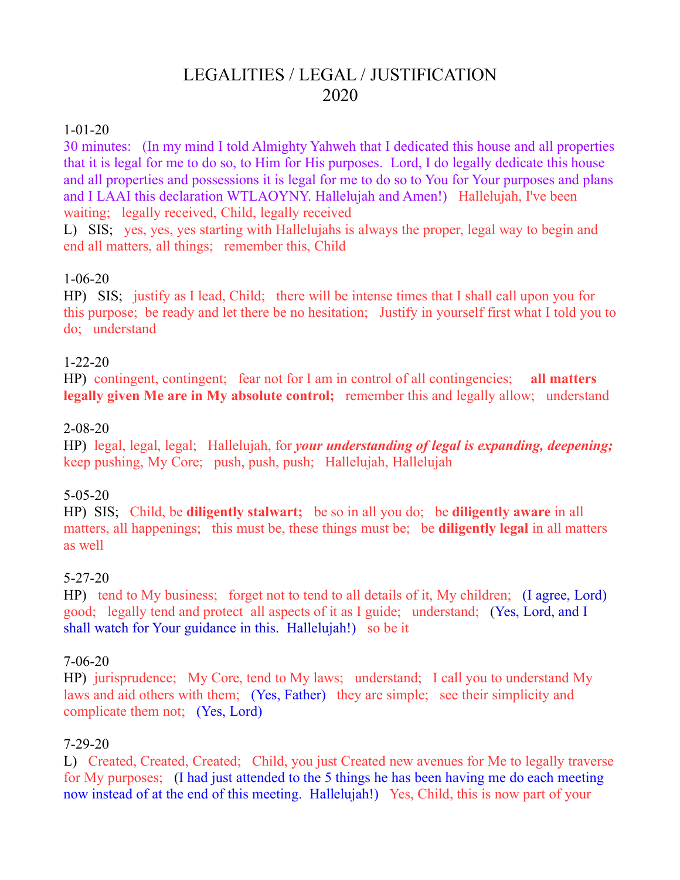# LEGALITIES / LEGAL / JUSTIFICATION
# 2020

1-01-20

30 minutes: (In my mind I told Almighty Yahweh that I dedicated this house and all properties that it is legal for me to do so, to Him for His purposes. Lord, I do legally dedicate this house and all properties and possessions it is legal for me to do so to You for Your purposes and plans and I LAAI this declaration WTLAOYNY. Hallelujah and Amen!) Hallelujah, I've been waiting; legally received, Child, legally received

L) SIS; yes, yes, yes starting with Hallelujahs is always the proper, legal way to begin and end all matters, all things; remember this, Child

1-06-20

HP) SIS; justify as I lead, Child; there will be intense times that I shall call upon you for this purpose; be ready and let there be no hesitation; Justify in yourself first what I told you to do; understand

1-22-20

HP) contingent, contingent; fear not for I am in control of all contingencies; **all matters legally given Me are in My absolute control;** remember this and legally allow; understand

2-08-20

HP) legal, legal, legal; Hallelujah, for ***your understanding of legal is expanding, deepening;*** keep pushing, My Core; push, push, push; Hallelujah, Hallelujah

5-05-20

HP) SIS; Child, be **diligently stalwart;** be so in all you do; be **diligently aware** in all matters, all happenings; this must be, these things must be; be **diligently legal** in all matters as well

5-27-20

HP) tend to My business; forget not to tend to all details of it, My children; (I agree, Lord) good; legally tend and protect all aspects of it as I guide; understand; (Yes, Lord, and I shall watch for Your guidance in this. Hallelujah!) so be it

7-06-20

HP) jurisprudence; My Core, tend to My laws; understand; I call you to understand My laws and aid others with them; (Yes, Father) they are simple; see their simplicity and complicate them not; (Yes, Lord)

7-29-20

L) Created, Created, Created; Child, you just Created new avenues for Me to legally traverse for My purposes; (I had just attended to the 5 things he has been having me do each meeting now instead of at the end of this meeting. Hallelujah!) Yes, Child, this is now part of your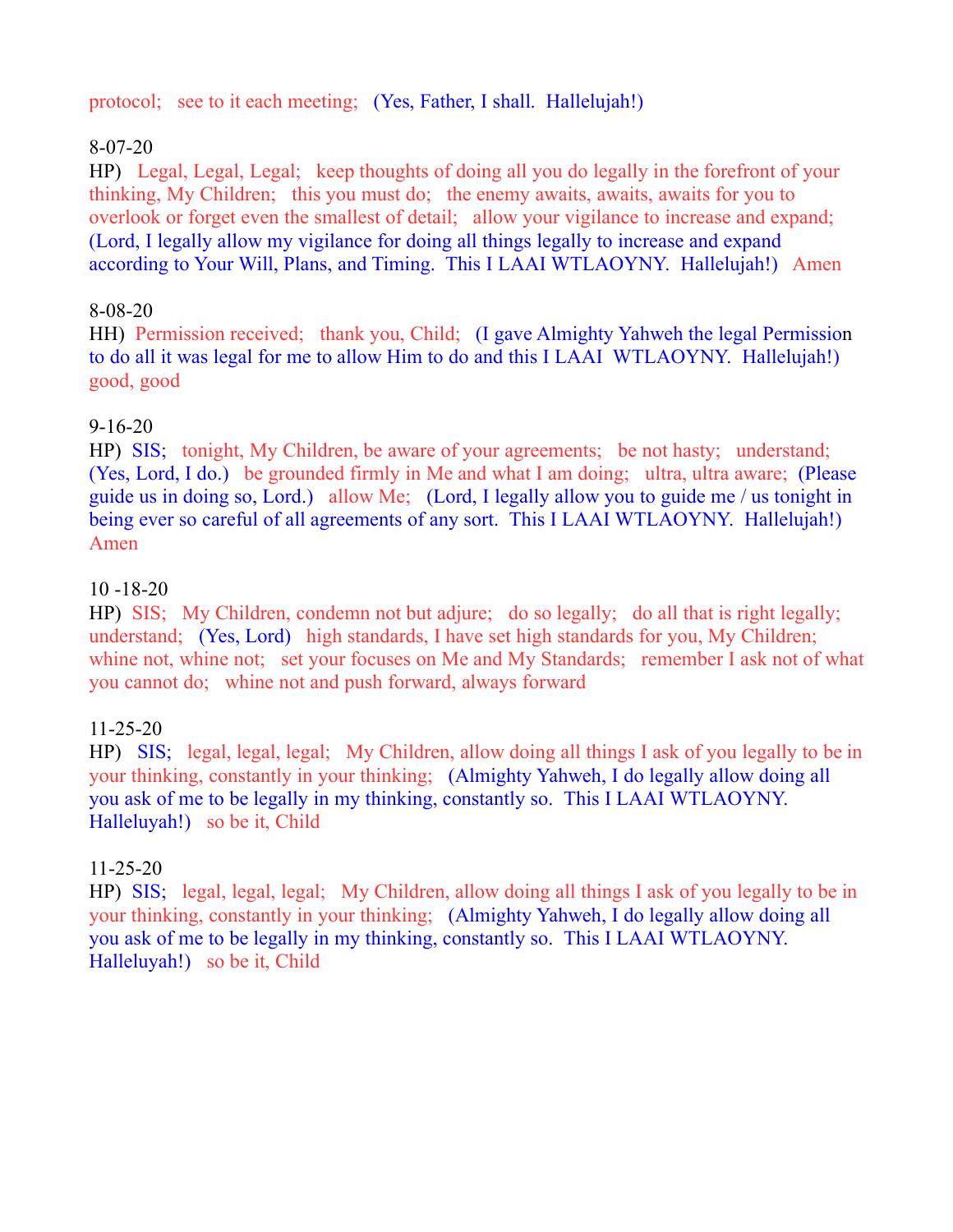protocol;   see to it each meeting;   (Yes, Father, I shall.  Hallelujah!)

8-07-20
HP)   Legal, Legal, Legal;   keep thoughts of doing all you do legally in the forefront of your thinking, My Children;   this you must do;   the enemy awaits, awaits, awaits for you to overlook or forget even the smallest of detail;   allow your vigilance to increase and expand;   (Lord, I legally allow my vigilance for doing all things legally to increase and expand according to Your Will, Plans, and Timing.  This I LAAI WTLAOYNY.  Hallelujah!)   Amen

8-08-20
HH)  Permission received;   thank you, Child;   (I gave Almighty Yahweh the legal Permission to do all it was legal for me to allow Him to do and this I LAAI  WTLAOYNY.  Hallelujah!)   good, good

9-16-20
HP)  SIS;   tonight, My Children, be aware of your agreements;   be not hasty;   understand;   (Yes, Lord, I do.)   be grounded firmly in Me and what I am doing;   ultra, ultra aware;  (Please guide us in doing so, Lord.)   allow Me;   (Lord, I legally allow you to guide me / us tonight in being ever so careful of all agreements of any sort.  This I LAAI WTLAOYNY.  Hallelujah!)   Amen

10 -18-20
HP)  SIS;   My Children, condemn not but adjure;   do so legally;   do all that is right legally;   understand;   (Yes, Lord)   high standards, I have set high standards for you, My Children;   whine not, whine not;   set your focuses on Me and My Standards;   remember I ask not of what you cannot do;   whine not and push forward, always forward

11-25-20
HP)   SIS;   legal, legal, legal;   My Children, allow doing all things I ask of you legally to be in your thinking, constantly in your thinking;   (Almighty Yahweh, I do legally allow doing all you ask of me to be legally in my thinking, constantly so.  This I LAAI WTLAOYNY.  Halleluyah!)   so be it, Child

11-25-20
HP)  SIS;   legal, legal, legal;   My Children, allow doing all things I ask of you legally to be in your thinking, constantly in your thinking;   (Almighty Yahweh, I do legally allow doing all you ask of me to be legally in my thinking, constantly so.  This I LAAI WTLAOYNY.  Halleluyah!)   so be it, Child